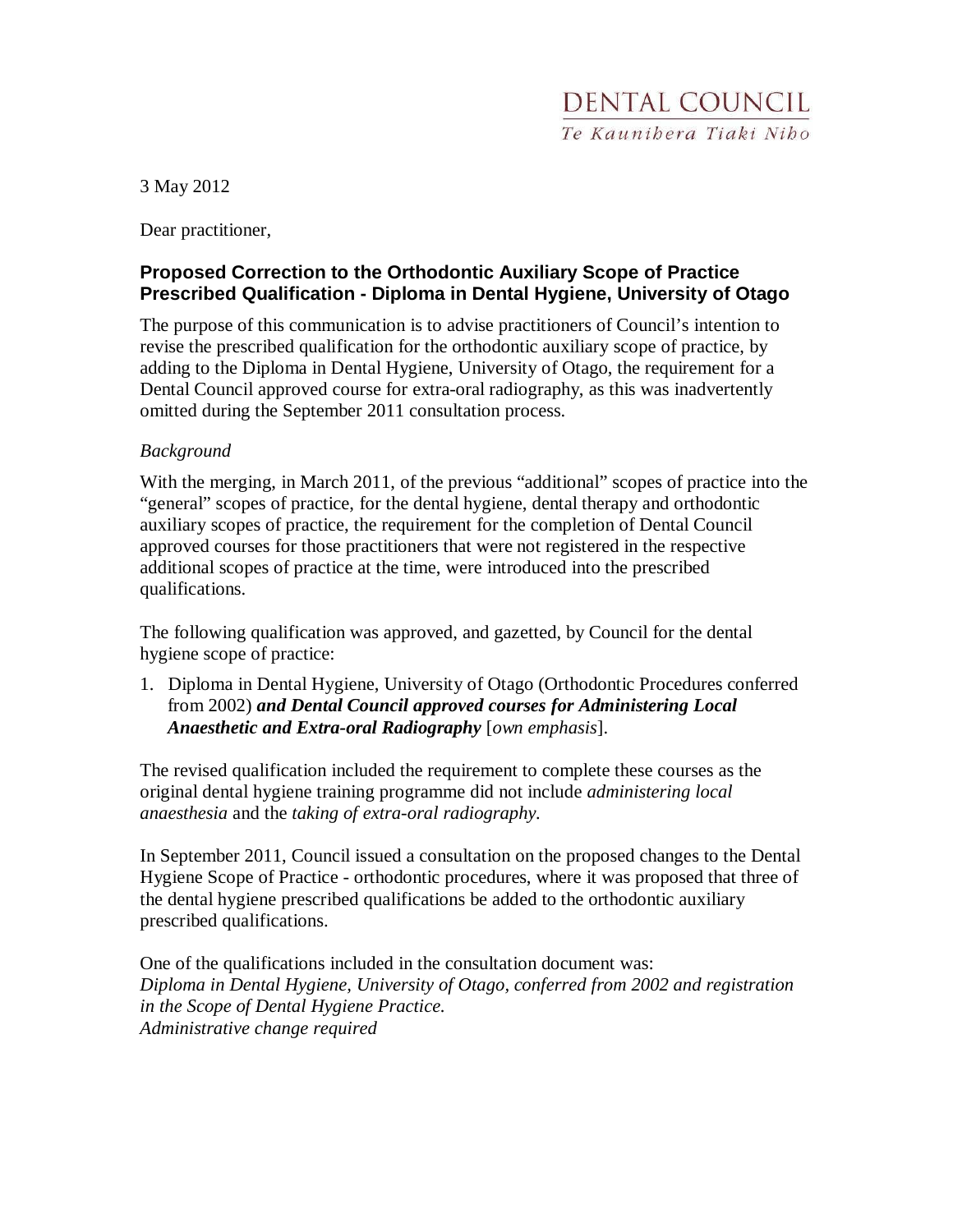DENTAL COUNCIL
*Te Kaunihera Tiaki Niho*

3 May 2012

Dear practitioner,

## Proposed Correction to the Orthodontic Auxiliary Scope of Practice Prescribed Qualification - Diploma in Dental Hygiene, University of Otago

The purpose of this communication is to advise practitioners of Council's intention to revise the prescribed qualification for the orthodontic auxiliary scope of practice, by adding to the Diploma in Dental Hygiene, University of Otago, the requirement for a Dental Council approved course for extra-oral radiography, as this was inadvertently omitted during the September 2011 consultation process.

*Background*

With the merging, in March 2011, of the previous "additional" scopes of practice into the "general" scopes of practice, for the dental hygiene, dental therapy and orthodontic auxiliary scopes of practice, the requirement for the completion of Dental Council approved courses for those practitioners that were not registered in the respective additional scopes of practice at the time, were introduced into the prescribed qualifications.

The following qualification was approved, and gazetted, by Council for the dental hygiene scope of practice:

1. Diploma in Dental Hygiene, University of Otago (Orthodontic Procedures conferred from 2002) ***and Dental Council approved courses for Administering Local Anaesthetic and Extra-oral Radiography*** [*own emphasis*].

The revised qualification included the requirement to complete these courses as the original dental hygiene training programme did not include *administering local anaesthesia* and the *taking of extra-oral radiography*.

In September 2011, Council issued a consultation on the proposed changes to the Dental Hygiene Scope of Practice - orthodontic procedures, where it was proposed that three of the dental hygiene prescribed qualifications be added to the orthodontic auxiliary prescribed qualifications.

One of the qualifications included in the consultation document was:
*Diploma in Dental Hygiene, University of Otago, conferred from 2002 and registration in the Scope of Dental Hygiene Practice.*
*Administrative change required*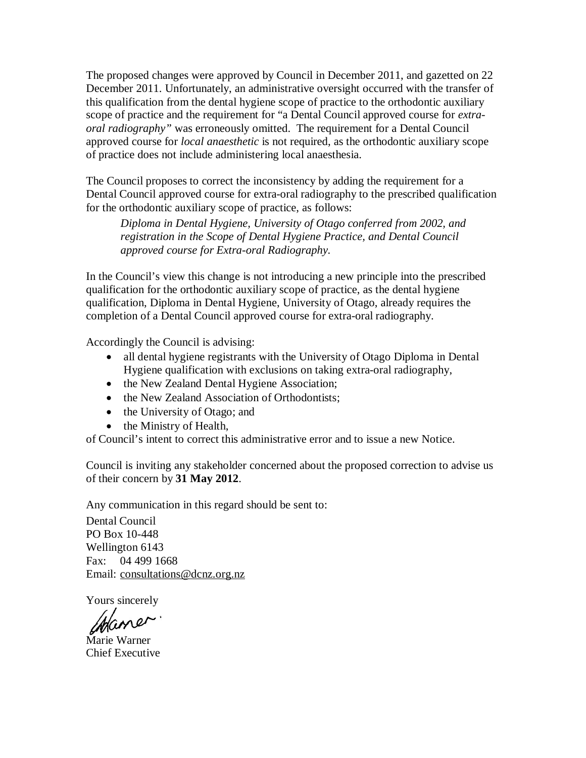The proposed changes were approved by Council in December 2011, and gazetted on 22 December 2011. Unfortunately, an administrative oversight occurred with the transfer of this qualification from the dental hygiene scope of practice to the orthodontic auxiliary scope of practice and the requirement for "a Dental Council approved course for *extra-oral radiography"* was erroneously omitted. The requirement for a Dental Council approved course for *local anaesthetic* is not required, as the orthodontic auxiliary scope of practice does not include administering local anaesthesia.

The Council proposes to correct the inconsistency by adding the requirement for a Dental Council approved course for extra-oral radiography to the prescribed qualification for the orthodontic auxiliary scope of practice, as follows:

> *Diploma in Dental Hygiene, University of Otago conferred from 2002, and registration in the Scope of Dental Hygiene Practice, and Dental Council approved course for Extra-oral Radiography.*

In the Council's view this change is not introducing a new principle into the prescribed qualification for the orthodontic auxiliary scope of practice, as the dental hygiene qualification, Diploma in Dental Hygiene, University of Otago, already requires the completion of a Dental Council approved course for extra-oral radiography.

Accordingly the Council is advising:

- all dental hygiene registrants with the University of Otago Diploma in Dental Hygiene qualification with exclusions on taking extra-oral radiography,
- the New Zealand Dental Hygiene Association;
- the New Zealand Association of Orthodontists;
- the University of Otago; and
- the Ministry of Health,

of Council's intent to correct this administrative error and to issue a new Notice.

Council is inviting any stakeholder concerned about the proposed correction to advise us of their concern by **31 May 2012**.

Any communication in this regard should be sent to:

Dental Council  
PO Box 10-448  
Wellington 6143  
Fax: 04 499 1668  
Email: consultations@dcnz.org.nz

Yours sincerely

Marie Warner  
Chief Executive